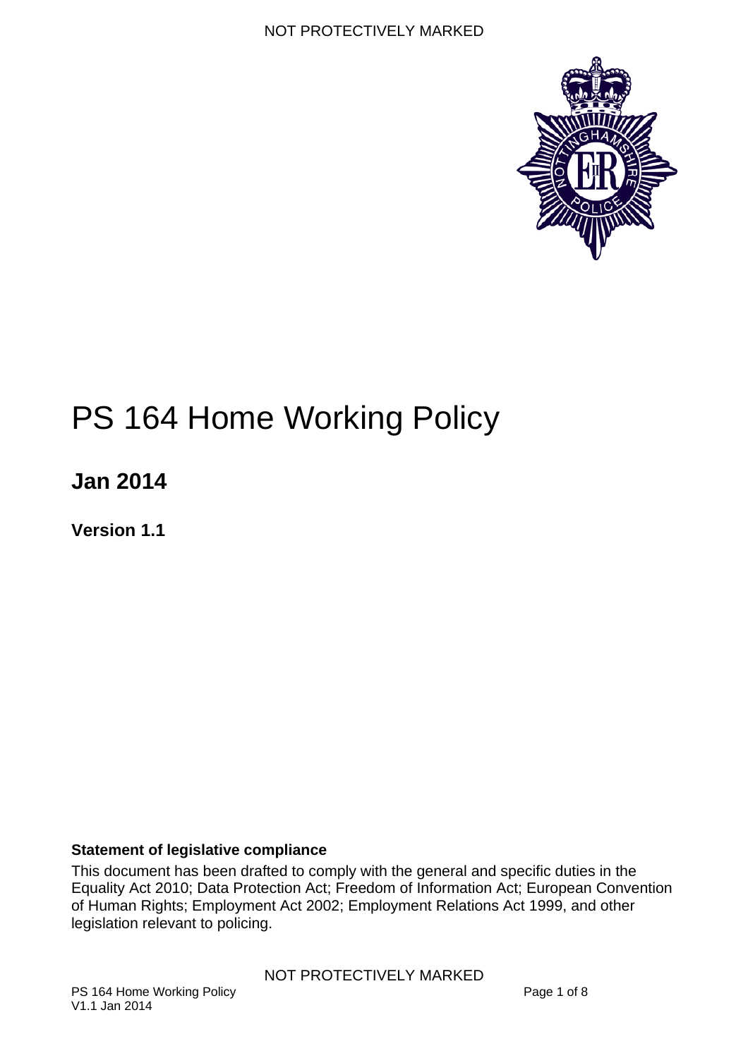# PS 164 Home Working Policy

## Jan 2014

**Version 1.1**

**Statement of legislative compliance**

This document has been drafted to comply with the general and specific duties in the Equality Act 2010; Data Protection Act; Freedom of Information Act; European Convention of Human Rights; Employment Act 2002; Employment Relations Act 1999, and other legislation relevant to policing.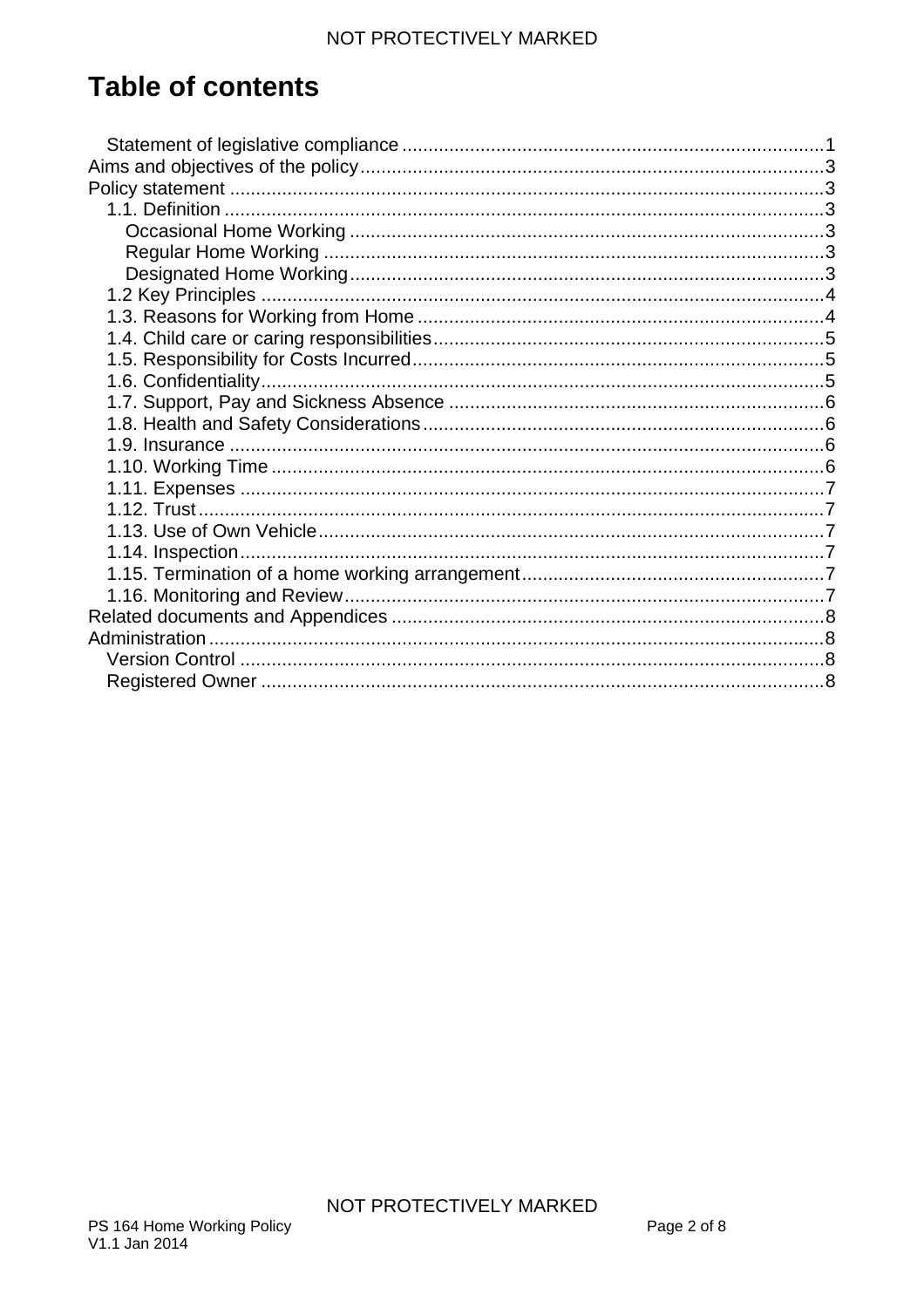# Table of contents

- Statement of legislative compliance ........ 1
- Aims and objectives of the policy ........ 3
- Policy statement ........ 3
  - 1.1. Definition ........ 3
    - Occasional Home Working ........ 3
    - Regular Home Working ........ 3
    - Designated Home Working ........ 3
  - 1.2 Key Principles ........ 4
  - 1.3. Reasons for Working from Home ........ 4
  - 1.4. Child care or caring responsibilities ........ 5
  - 1.5. Responsibility for Costs Incurred ........ 5
  - 1.6. Confidentiality ........ 5
  - 1.7. Support, Pay and Sickness Absence ........ 6
  - 1.8. Health and Safety Considerations ........ 6
  - 1.9. Insurance ........ 6
  - 1.10. Working Time ........ 6
  - 1.11. Expenses ........ 7
  - 1.12. Trust ........ 7
  - 1.13. Use of Own Vehicle ........ 7
  - 1.14. Inspection ........ 7
  - 1.15. Termination of a home working arrangement ........ 7
  - 1.16. Monitoring and Review ........ 7
- Related documents and Appendices ........ 8
- Administration ........ 8
  - Version Control ........ 8
  - Registered Owner ........ 8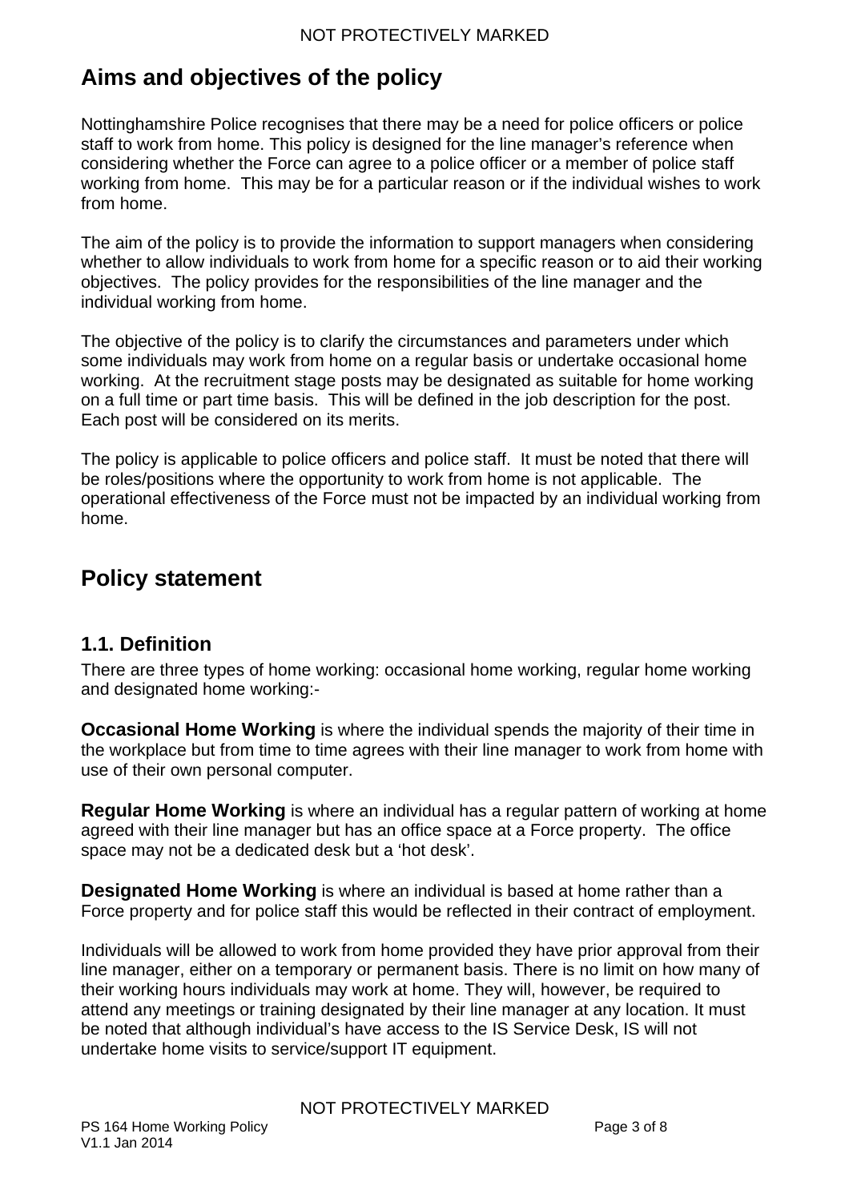## Aims and objectives of the policy

Nottinghamshire Police recognises that there may be a need for police officers or police staff to work from home. This policy is designed for the line manager's reference when considering whether the Force can agree to a police officer or a member of police staff working from home. This may be for a particular reason or if the individual wishes to work from home.

The aim of the policy is to provide the information to support managers when considering whether to allow individuals to work from home for a specific reason or to aid their working objectives. The policy provides for the responsibilities of the line manager and the individual working from home.

The objective of the policy is to clarify the circumstances and parameters under which some individuals may work from home on a regular basis or undertake occasional home working. At the recruitment stage posts may be designated as suitable for home working on a full time or part time basis. This will be defined in the job description for the post. Each post will be considered on its merits.

The policy is applicable to police officers and police staff. It must be noted that there will be roles/positions where the opportunity to work from home is not applicable. The operational effectiveness of the Force must not be impacted by an individual working from home.

## Policy statement

### 1.1. Definition

There are three types of home working: occasional home working, regular home working and designated home working:-

**Occasional Home Working** is where the individual spends the majority of their time in the workplace but from time to time agrees with their line manager to work from home with use of their own personal computer.

**Regular Home Working** is where an individual has a regular pattern of working at home agreed with their line manager but has an office space at a Force property. The office space may not be a dedicated desk but a 'hot desk'.

**Designated Home Working** is where an individual is based at home rather than a Force property and for police staff this would be reflected in their contract of employment.

Individuals will be allowed to work from home provided they have prior approval from their line manager, either on a temporary or permanent basis. There is no limit on how many of their working hours individuals may work at home. They will, however, be required to attend any meetings or training designated by their line manager at any location. It must be noted that although individual's have access to the IS Service Desk, IS will not undertake home visits to service/support IT equipment.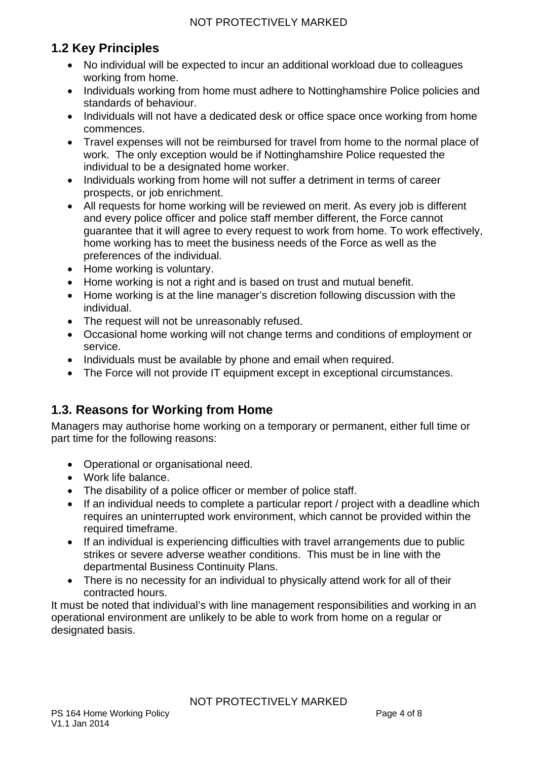## 1.2 Key Principles

- No individual will be expected to incur an additional workload due to colleagues working from home.
- Individuals working from home must adhere to Nottinghamshire Police policies and standards of behaviour.
- Individuals will not have a dedicated desk or office space once working from home commences.
- Travel expenses will not be reimbursed for travel from home to the normal place of work. The only exception would be if Nottinghamshire Police requested the individual to be a designated home worker.
- Individuals working from home will not suffer a detriment in terms of career prospects, or job enrichment.
- All requests for home working will be reviewed on merit. As every job is different and every police officer and police staff member different, the Force cannot guarantee that it will agree to every request to work from home. To work effectively, home working has to meet the business needs of the Force as well as the preferences of the individual.
- Home working is voluntary.
- Home working is not a right and is based on trust and mutual benefit.
- Home working is at the line manager's discretion following discussion with the individual.
- The request will not be unreasonably refused.
- Occasional home working will not change terms and conditions of employment or service.
- Individuals must be available by phone and email when required.
- The Force will not provide IT equipment except in exceptional circumstances.

## 1.3. Reasons for Working from Home

Managers may authorise home working on a temporary or permanent, either full time or part time for the following reasons:

- Operational or organisational need.
- Work life balance.
- The disability of a police officer or member of police staff.
- If an individual needs to complete a particular report / project with a deadline which requires an uninterrupted work environment, which cannot be provided within the required timeframe.
- If an individual is experiencing difficulties with travel arrangements due to public strikes or severe adverse weather conditions. This must be in line with the departmental Business Continuity Plans.
- There is no necessity for an individual to physically attend work for all of their contracted hours.

It must be noted that individual's with line management responsibilities and working in an operational environment are unlikely to be able to work from home on a regular or designated basis.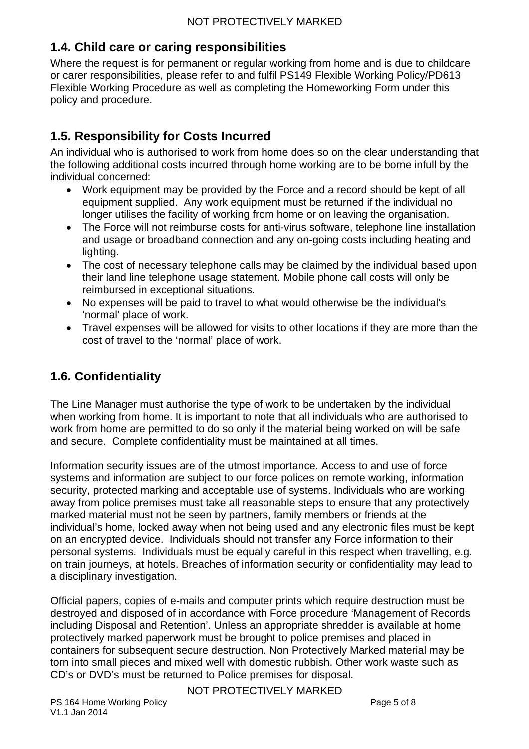## 1.4. Child care or caring responsibilities

Where the request is for permanent or regular working from home and is due to childcare or carer responsibilities, please refer to and fulfil PS149 Flexible Working Policy/PD613 Flexible Working Procedure as well as completing the Homeworking Form under this policy and procedure.

## 1.5. Responsibility for Costs Incurred

An individual who is authorised to work from home does so on the clear understanding that the following additional costs incurred through home working are to be borne infull by the individual concerned:

- Work equipment may be provided by the Force and a record should be kept of all equipment supplied. Any work equipment must be returned if the individual no longer utilises the facility of working from home or on leaving the organisation.
- The Force will not reimburse costs for anti-virus software, telephone line installation and usage or broadband connection and any on-going costs including heating and lighting.
- The cost of necessary telephone calls may be claimed by the individual based upon their land line telephone usage statement. Mobile phone call costs will only be reimbursed in exceptional situations.
- No expenses will be paid to travel to what would otherwise be the individual's 'normal' place of work.
- Travel expenses will be allowed for visits to other locations if they are more than the cost of travel to the 'normal' place of work.

## 1.6. Confidentiality

The Line Manager must authorise the type of work to be undertaken by the individual when working from home. It is important to note that all individuals who are authorised to work from home are permitted to do so only if the material being worked on will be safe and secure. Complete confidentiality must be maintained at all times.

Information security issues are of the utmost importance. Access to and use of force systems and information are subject to our force polices on remote working, information security, protected marking and acceptable use of systems. Individuals who are working away from police premises must take all reasonable steps to ensure that any protectively marked material must not be seen by partners, family members or friends at the individual's home, locked away when not being used and any electronic files must be kept on an encrypted device. Individuals should not transfer any Force information to their personal systems. Individuals must be equally careful in this respect when travelling, e.g. on train journeys, at hotels. Breaches of information security or confidentiality may lead to a disciplinary investigation.

Official papers, copies of e-mails and computer prints which require destruction must be destroyed and disposed of in accordance with Force procedure 'Management of Records including Disposal and Retention'. Unless an appropriate shredder is available at home protectively marked paperwork must be brought to police premises and placed in containers for subsequent secure destruction. Non Protectively Marked material may be torn into small pieces and mixed well with domestic rubbish. Other work waste such as CD's or DVD's must be returned to Police premises for disposal.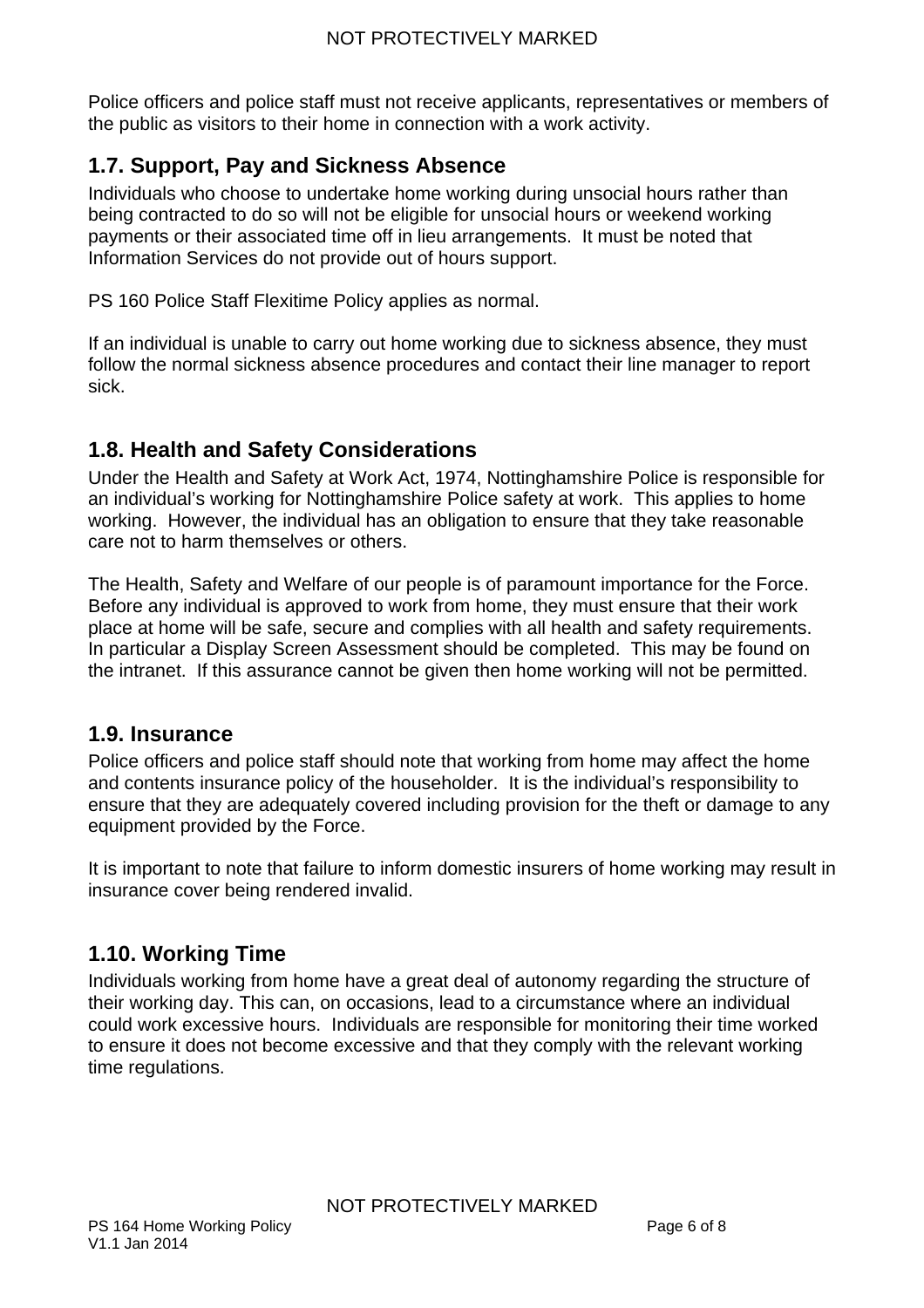Police officers and police staff must not receive applicants, representatives or members of the public as visitors to their home in connection with a work activity.

## 1.7. Support, Pay and Sickness Absence

Individuals who choose to undertake home working during unsocial hours rather than being contracted to do so will not be eligible for unsocial hours or weekend working payments or their associated time off in lieu arrangements. It must be noted that Information Services do not provide out of hours support.

PS 160 Police Staff Flexitime Policy applies as normal.

If an individual is unable to carry out home working due to sickness absence, they must follow the normal sickness absence procedures and contact their line manager to report sick.

## 1.8. Health and Safety Considerations

Under the Health and Safety at Work Act, 1974, Nottinghamshire Police is responsible for an individual's working for Nottinghamshire Police safety at work. This applies to home working. However, the individual has an obligation to ensure that they take reasonable care not to harm themselves or others.

The Health, Safety and Welfare of our people is of paramount importance for the Force. Before any individual is approved to work from home, they must ensure that their work place at home will be safe, secure and complies with all health and safety requirements. In particular a Display Screen Assessment should be completed. This may be found on the intranet. If this assurance cannot be given then home working will not be permitted.

## 1.9. Insurance

Police officers and police staff should note that working from home may affect the home and contents insurance policy of the householder. It is the individual's responsibility to ensure that they are adequately covered including provision for the theft or damage to any equipment provided by the Force.

It is important to note that failure to inform domestic insurers of home working may result in insurance cover being rendered invalid.

## 1.10. Working Time

Individuals working from home have a great deal of autonomy regarding the structure of their working day. This can, on occasions, lead to a circumstance where an individual could work excessive hours. Individuals are responsible for monitoring their time worked to ensure it does not become excessive and that they comply with the relevant working time regulations.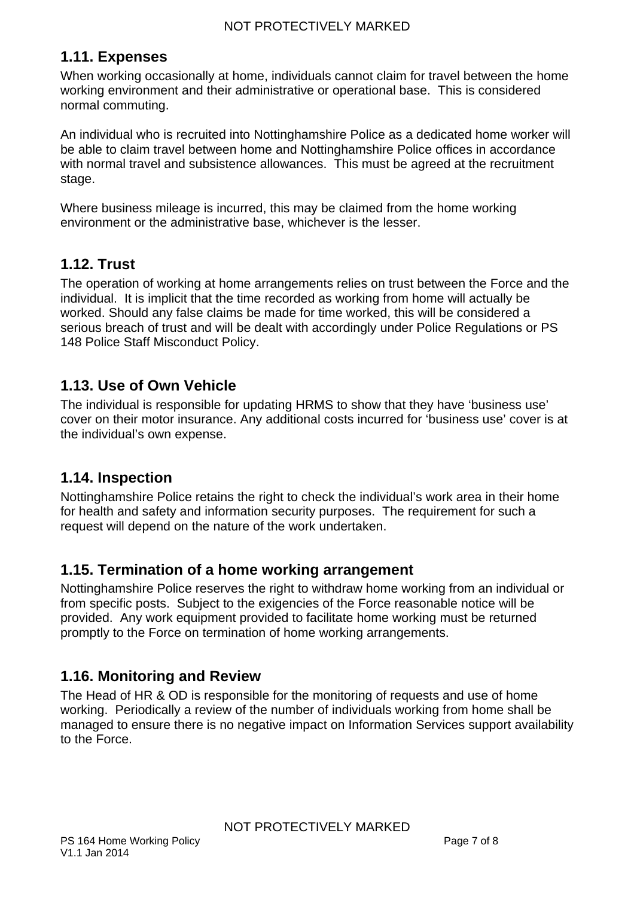## 1.11. Expenses

When working occasionally at home, individuals cannot claim for travel between the home working environment and their administrative or operational base. This is considered normal commuting.

An individual who is recruited into Nottinghamshire Police as a dedicated home worker will be able to claim travel between home and Nottinghamshire Police offices in accordance with normal travel and subsistence allowances. This must be agreed at the recruitment stage.

Where business mileage is incurred, this may be claimed from the home working environment or the administrative base, whichever is the lesser.

## 1.12. Trust

The operation of working at home arrangements relies on trust between the Force and the individual. It is implicit that the time recorded as working from home will actually be worked. Should any false claims be made for time worked, this will be considered a serious breach of trust and will be dealt with accordingly under Police Regulations or PS 148 Police Staff Misconduct Policy.

## 1.13. Use of Own Vehicle

The individual is responsible for updating HRMS to show that they have 'business use' cover on their motor insurance. Any additional costs incurred for 'business use' cover is at the individual's own expense.

## 1.14. Inspection

Nottinghamshire Police retains the right to check the individual's work area in their home for health and safety and information security purposes. The requirement for such a request will depend on the nature of the work undertaken.

## 1.15. Termination of a home working arrangement

Nottinghamshire Police reserves the right to withdraw home working from an individual or from specific posts. Subject to the exigencies of the Force reasonable notice will be provided. Any work equipment provided to facilitate home working must be returned promptly to the Force on termination of home working arrangements.

## 1.16. Monitoring and Review

The Head of HR & OD is responsible for the monitoring of requests and use of home working. Periodically a review of the number of individuals working from home shall be managed to ensure there is no negative impact on Information Services support availability to the Force.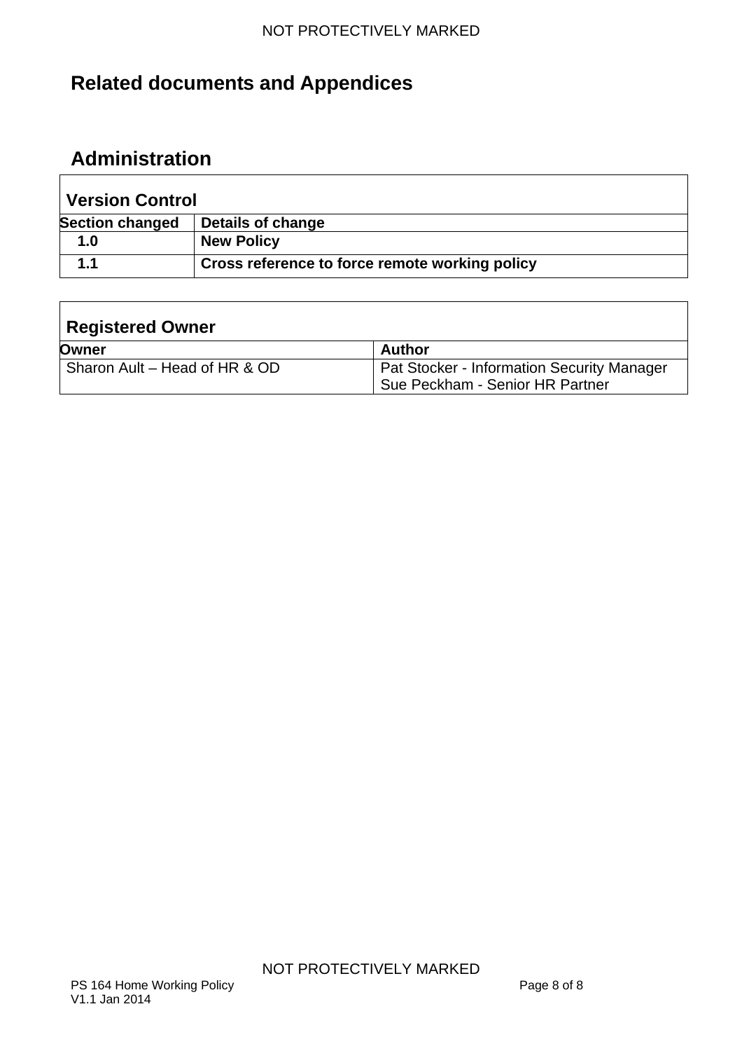## Related documents and Appendices

## Administration

**Version Control**

| Section changed | Details of change |
|---|---|
| **1.0** | **New Policy** |
| **1.1** | **Cross reference to force remote working policy** |

**Registered Owner**

| Owner | Author |
|---|---|
| Sharon Ault – Head of HR & OD | Pat Stocker - Information Security Manager<br>Sue Peckham - Senior HR Partner |